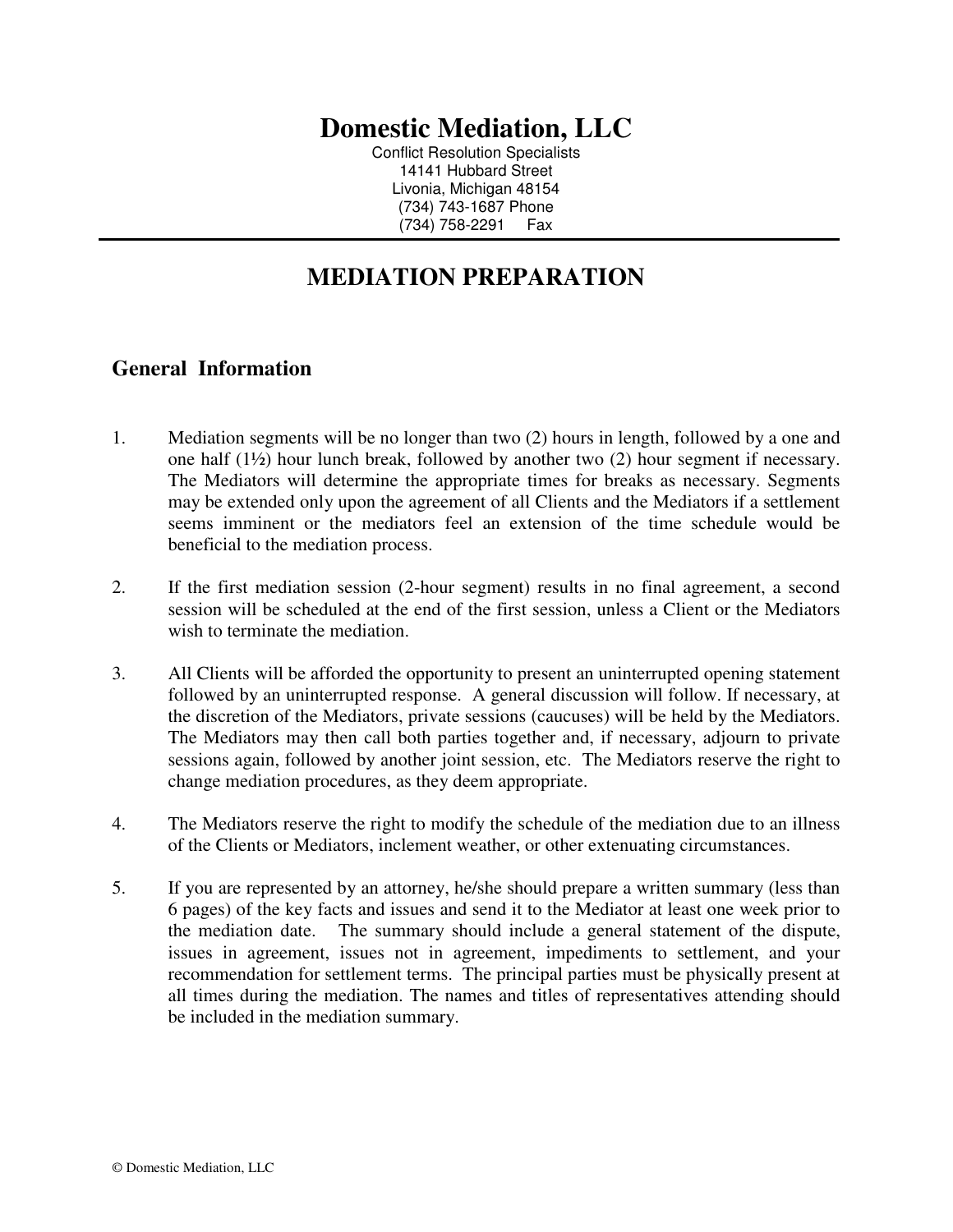# Domestic Mediation, LLC

Conflict Resolution Specialists
14141 Hubbard Street
Livonia, Michigan 48154
(734) 743-1687 Phone
(734) 758-2291 Fax

---

## MEDIATION PREPARATION

### General Information

1. Mediation segments will be no longer than two (2) hours in length, followed by a one and one half (1½) hour lunch break, followed by another two (2) hour segment if necessary. The Mediators will determine the appropriate times for breaks as necessary. Segments may be extended only upon the agreement of all Clients and the Mediators if a settlement seems imminent or the mediators feel an extension of the time schedule would be beneficial to the mediation process.

2. If the first mediation session (2-hour segment) results in no final agreement, a second session will be scheduled at the end of the first session, unless a Client or the Mediators wish to terminate the mediation.

3. All Clients will be afforded the opportunity to present an uninterrupted opening statement followed by an uninterrupted response. A general discussion will follow. If necessary, at the discretion of the Mediators, private sessions (caucuses) will be held by the Mediators. The Mediators may then call both parties together and, if necessary, adjourn to private sessions again, followed by another joint session, etc. The Mediators reserve the right to change mediation procedures, as they deem appropriate.

4. The Mediators reserve the right to modify the schedule of the mediation due to an illness of the Clients or Mediators, inclement weather, or other extenuating circumstances.

5. If you are represented by an attorney, he/she should prepare a written summary (less than 6 pages) of the key facts and issues and send it to the Mediator at least one week prior to the mediation date. The summary should include a general statement of the dispute, issues in agreement, issues not in agreement, impediments to settlement, and your recommendation for settlement terms. The principal parties must be physically present at all times during the mediation. The names and titles of representatives attending should be included in the mediation summary.

© Domestic Mediation, LLC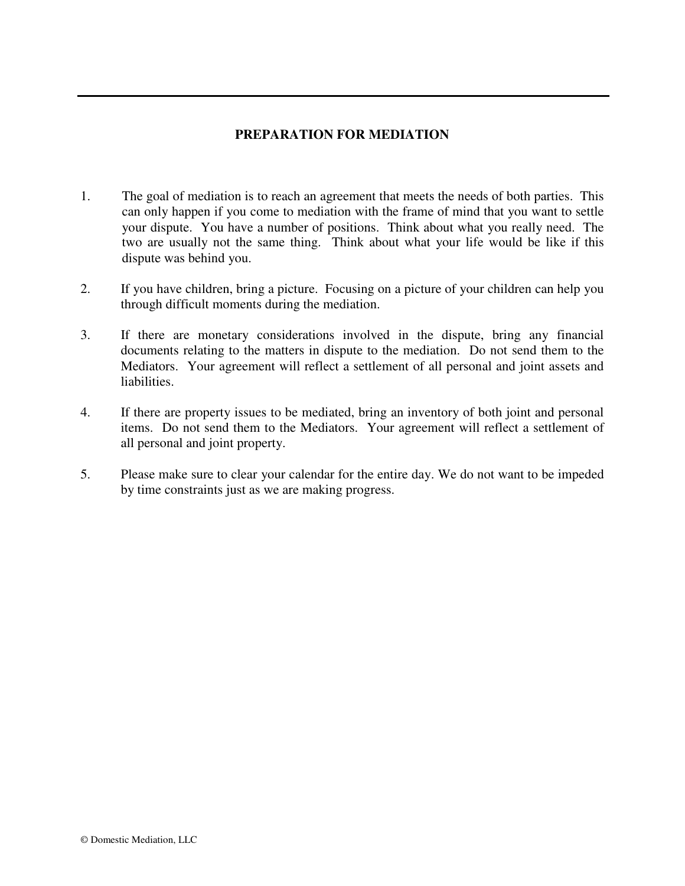## PREPARATION FOR MEDIATION

1. The goal of mediation is to reach an agreement that meets the needs of both parties. This can only happen if you come to mediation with the frame of mind that you want to settle your dispute. You have a number of positions. Think about what you really need. The two are usually not the same thing. Think about what your life would be like if this dispute was behind you.

2. If you have children, bring a picture. Focusing on a picture of your children can help you through difficult moments during the mediation.

3. If there are monetary considerations involved in the dispute, bring any financial documents relating to the matters in dispute to the mediation. Do not send them to the Mediators. Your agreement will reflect a settlement of all personal and joint assets and liabilities.

4. If there are property issues to be mediated, bring an inventory of both joint and personal items. Do not send them to the Mediators. Your agreement will reflect a settlement of all personal and joint property.

5. Please make sure to clear your calendar for the entire day. We do not want to be impeded by time constraints just as we are making progress.

© Domestic Mediation, LLC